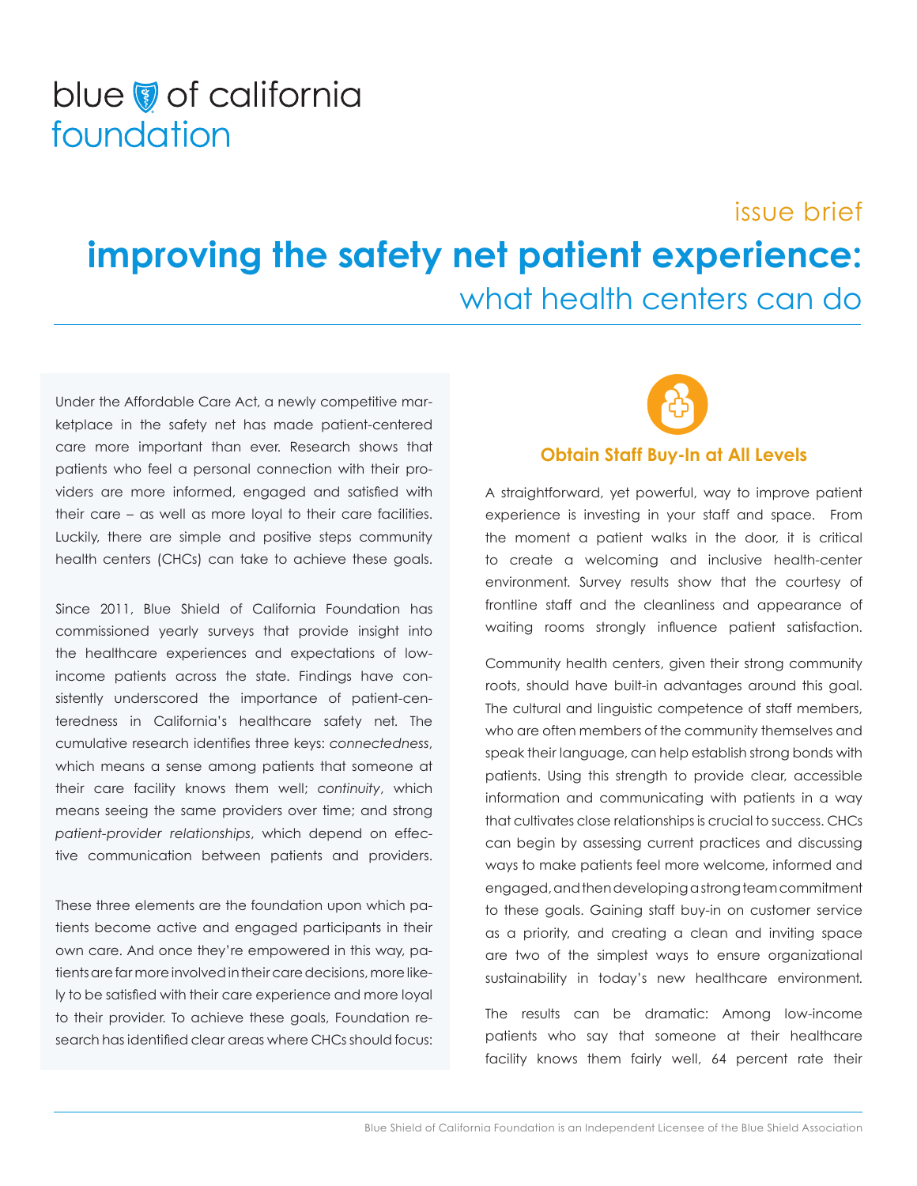blue of california
foundation

issue brief

# improving the safety net patient experience:

## what health centers can do

Under the Affordable Care Act, a newly competitive marketplace in the safety net has made patient-centered care more important than ever. Research shows that patients who feel a personal connection with their providers are more informed, engaged and satisfied with their care – as well as more loyal to their care facilities. Luckily, there are simple and positive steps community health centers (CHCs) can take to achieve these goals.

Since 2011, Blue Shield of California Foundation has commissioned yearly surveys that provide insight into the healthcare experiences and expectations of low-income patients across the state. Findings have consistently underscored the importance of patient-centeredness in California's healthcare safety net. The cumulative research identifies three keys: *connectedness*, which means a sense among patients that someone at their care facility knows them well; *continuity*, which means seeing the same providers over time; and strong *patient-provider relationships*, which depend on effective communication between patients and providers.

These three elements are the foundation upon which patients become active and engaged participants in their own care. And once they're empowered in this way, patients are far more involved in their care decisions, more likely to be satisfied with their care experience and more loyal to their provider. To achieve these goals, Foundation research has identified clear areas where CHCs should focus:

### Obtain Staff Buy-In at All Levels

A straightforward, yet powerful, way to improve patient experience is investing in your staff and space. From the moment a patient walks in the door, it is critical to create a welcoming and inclusive health-center environment. Survey results show that the courtesy of frontline staff and the cleanliness and appearance of waiting rooms strongly influence patient satisfaction.

Community health centers, given their strong community roots, should have built-in advantages around this goal. The cultural and linguistic competence of staff members, who are often members of the community themselves and speak their language, can help establish strong bonds with patients. Using this strength to provide clear, accessible information and communicating with patients in a way that cultivates close relationships is crucial to success. CHCs can begin by assessing current practices and discussing ways to make patients feel more welcome, informed and engaged, and then developing a strong team commitment to these goals. Gaining staff buy-in on customer service as a priority, and creating a clean and inviting space are two of the simplest ways to ensure organizational sustainability in today's new healthcare environment.

The results can be dramatic: Among low-income patients who say that someone at their healthcare facility knows them fairly well, 64 percent rate their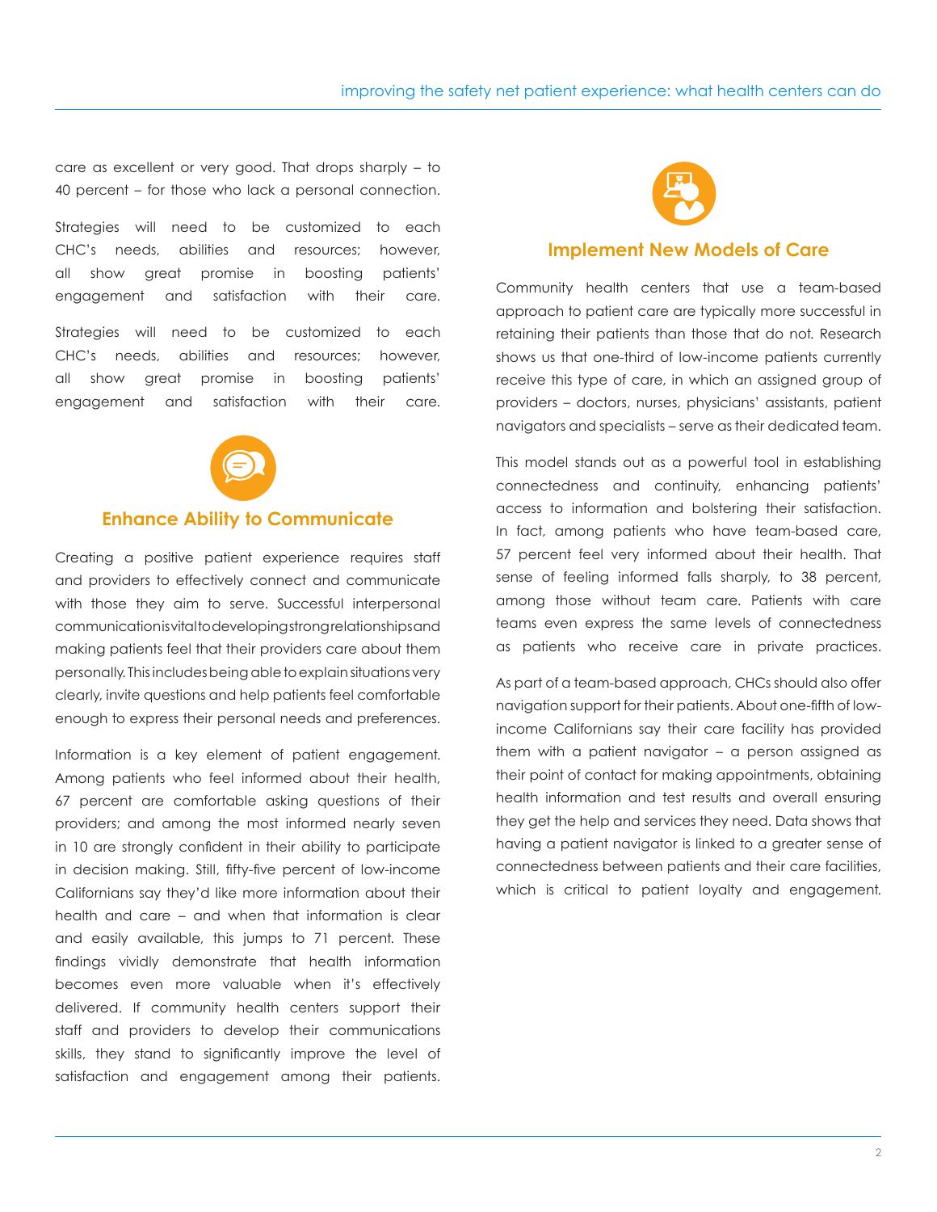care as excellent or very good. That drops sharply – to 40 percent – for those who lack a personal connection.

Strategies will need to be customized to each CHC's needs, abilities and resources; however, all show great promise in boosting patients' engagement and satisfaction with their care.

Strategies will need to be customized to each CHC's needs, abilities and resources; however, all show great promise in boosting patients' engagement and satisfaction with their care.

## Enhance Ability to Communicate

Creating a positive patient experience requires staff and providers to effectively connect and communicate with those they aim to serve. Successful interpersonal communication is vital to developing strong relationships and making patients feel that their providers care about them personally. This includes being able to explain situations very clearly, invite questions and help patients feel comfortable enough to express their personal needs and preferences.

Information is a key element of patient engagement. Among patients who feel informed about their health, 67 percent are comfortable asking questions of their providers; and among the most informed nearly seven in 10 are strongly confident in their ability to participate in decision making. Still, fifty-five percent of low-income Californians say they'd like more information about their health and care – and when that information is clear and easily available, this jumps to 71 percent. These findings vividly demonstrate that health information becomes even more valuable when it's effectively delivered. If community health centers support their staff and providers to develop their communications skills, they stand to significantly improve the level of satisfaction and engagement among their patients.

## Implement New Models of Care

Community health centers that use a team-based approach to patient care are typically more successful in retaining their patients than those that do not. Research shows us that one-third of low-income patients currently receive this type of care, in which an assigned group of providers – doctors, nurses, physicians' assistants, patient navigators and specialists – serve as their dedicated team.

This model stands out as a powerful tool in establishing connectedness and continuity, enhancing patients' access to information and bolstering their satisfaction. In fact, among patients who have team-based care, 57 percent feel very informed about their health. That sense of feeling informed falls sharply, to 38 percent, among those without team care. Patients with care teams even express the same levels of connectedness as patients who receive care in private practices.

As part of a team-based approach, CHCs should also offer navigation support for their patients. About one-fifth of low-income Californians say their care facility has provided them with a patient navigator – a person assigned as their point of contact for making appointments, obtaining health information and test results and overall ensuring they get the help and services they need. Data shows that having a patient navigator is linked to a greater sense of connectedness between patients and their care facilities, which is critical to patient loyalty and engagement.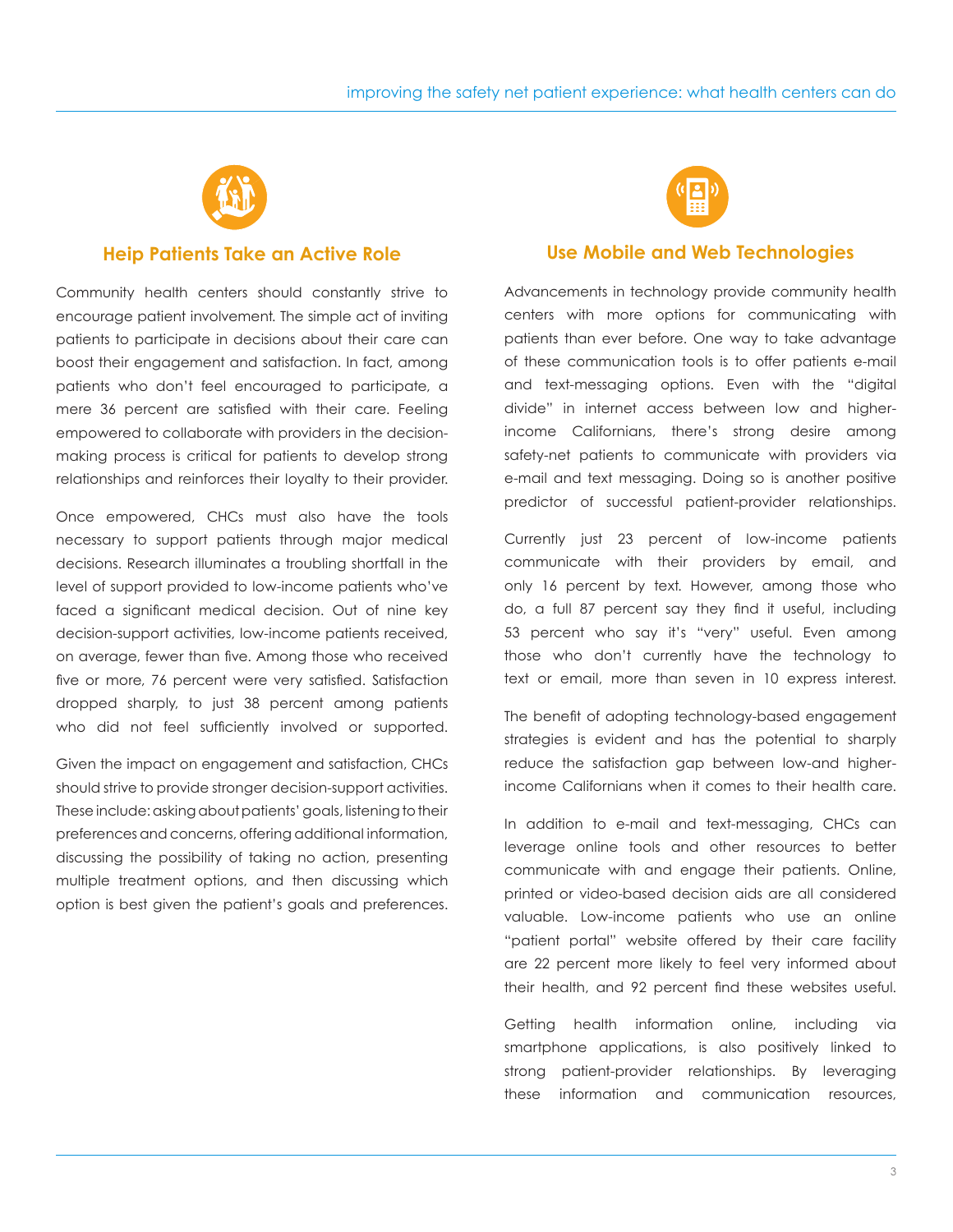## Heip Patients Take an Active Role

Community health centers should constantly strive to encourage patient involvement. The simple act of inviting patients to participate in decisions about their care can boost their engagement and satisfaction. In fact, among patients who don't feel encouraged to participate, a mere 36 percent are satisfied with their care. Feeling empowered to collaborate with providers in the decision-making process is critical for patients to develop strong relationships and reinforces their loyalty to their provider.

Once empowered, CHCs must also have the tools necessary to support patients through major medical decisions. Research illuminates a troubling shortfall in the level of support provided to low-income patients who've faced a significant medical decision. Out of nine key decision-support activities, low-income patients received, on average, fewer than five. Among those who received five or more, 76 percent were very satisfied. Satisfaction dropped sharply, to just 38 percent among patients who did not feel sufficiently involved or supported.

Given the impact on engagement and satisfaction, CHCs should strive to provide stronger decision-support activities. These include: asking about patients' goals, listening to their preferences and concerns, offering additional information, discussing the possibility of taking no action, presenting multiple treatment options, and then discussing which option is best given the patient's goals and preferences.

## Use Mobile and Web Technologies

Advancements in technology provide community health centers with more options for communicating with patients than ever before. One way to take advantage of these communication tools is to offer patients e-mail and text-messaging options. Even with the "digital divide" in internet access between low and higher-income Californians, there's strong desire among safety-net patients to communicate with providers via e-mail and text messaging. Doing so is another positive predictor of successful patient-provider relationships.

Currently just 23 percent of low-income patients communicate with their providers by email, and only 16 percent by text. However, among those who do, a full 87 percent say they find it useful, including 53 percent who say it's "very" useful. Even among those who don't currently have the technology to text or email, more than seven in 10 express interest.

The benefit of adopting technology-based engagement strategies is evident and has the potential to sharply reduce the satisfaction gap between low-and higher-income Californians when it comes to their health care.

In addition to e-mail and text-messaging, CHCs can leverage online tools and other resources to better communicate with and engage their patients. Online, printed or video-based decision aids are all considered valuable. Low-income patients who use an online "patient portal" website offered by their care facility are 22 percent more likely to feel very informed about their health, and 92 percent find these websites useful.

Getting health information online, including via smartphone applications, is also positively linked to strong patient-provider relationships. By leveraging these information and communication resources,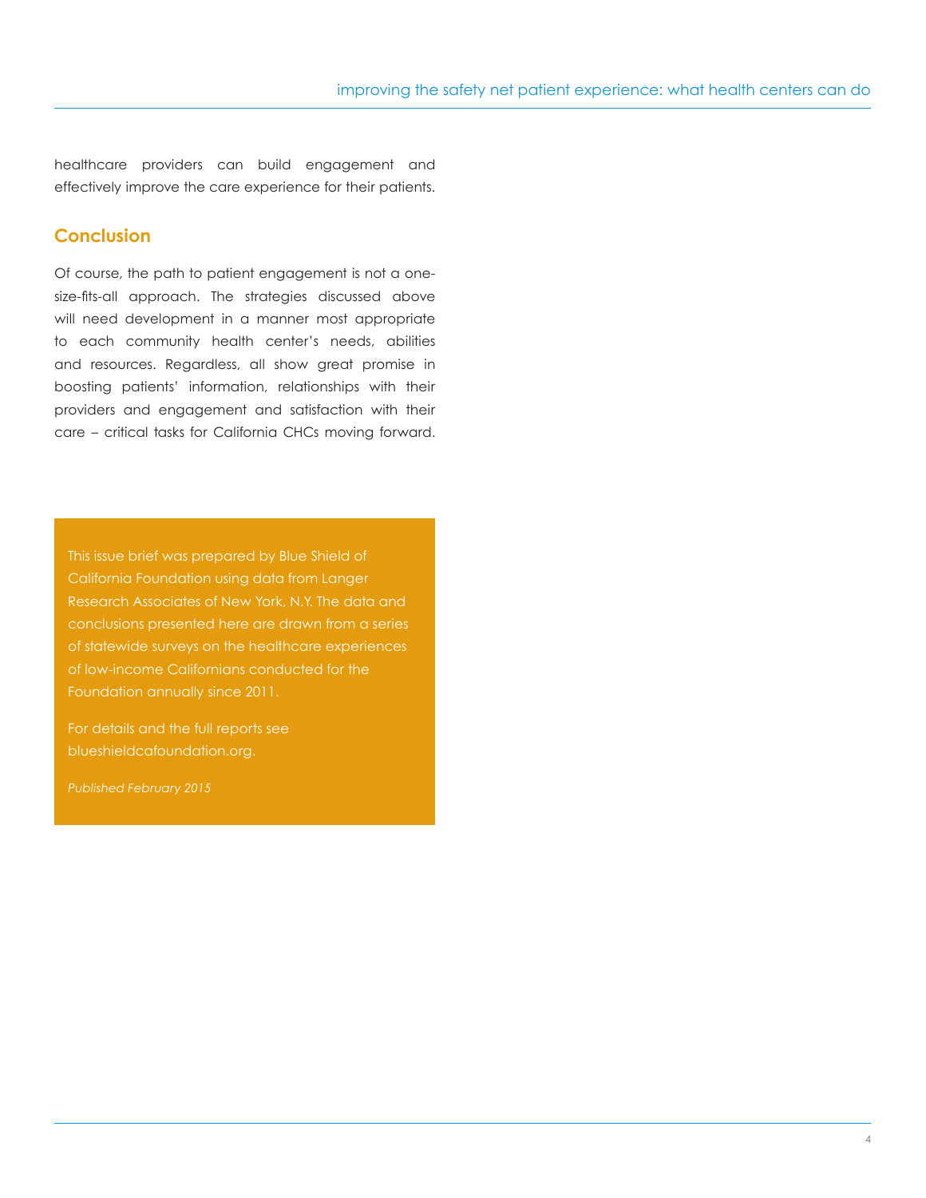healthcare providers can build engagement and effectively improve the care experience for their patients.

## Conclusion

Of course, the path to patient engagement is not a one-size-fits-all approach. The strategies discussed above will need development in a manner most appropriate to each community health center's needs, abilities and resources. Regardless, all show great promise in boosting patients' information, relationships with their providers and engagement and satisfaction with their care – critical tasks for California CHCs moving forward.

This issue brief was prepared by Blue Shield of California Foundation using data from Langer Research Associates of New York, N.Y. The data and conclusions presented here are drawn from a series of statewide surveys on the healthcare experiences of low-income Californians conducted for the Foundation annually since 2011.

For details and the full reports see blueshieldcafoundation.org.

*Published February 2015*